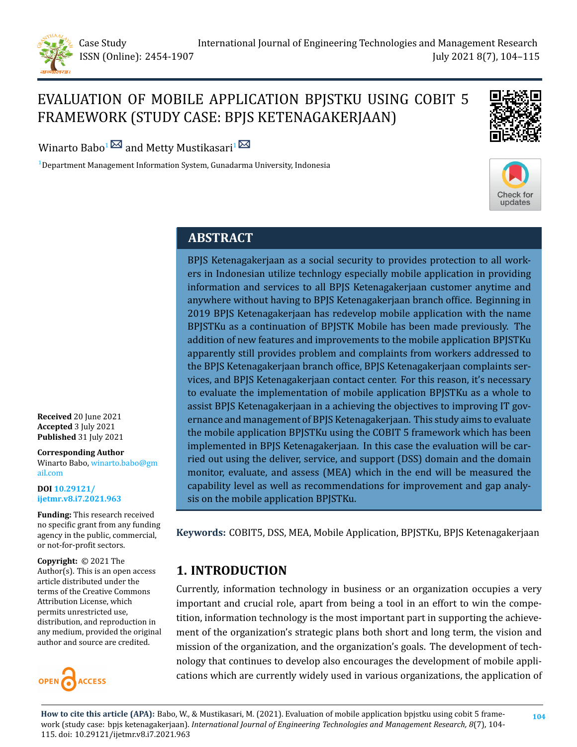# EVALUATION OF MOBILE APPLICATION BPJSTKU USING COBIT 5 FRAMEWORK (STUDY CASE: BPJS KETENAGAKERJAAN)

Winarto Babo[1] and Metty Mustikasari[1]

[1]Department Management Information System, Gunadarma University, Indonesia

## ABSTRACT

BPJS Ketenagakerjaan as a social security to provides protection to all workers in Indonesian utilize technlogy especially mobile application in providing information and services to all BPJS Ketenagakerjaan customer anytime and anywhere without having to BPJS Ketenagakerjaan branch office. Beginning in 2019 BPJS Ketenagakerjaan has redevelop mobile application with the name BPJSTKu as a continuation of BPJSTK Mobile has been made previously. The addition of new features and improvements to the mobile application BPJSTKu apparently still provides problem and complaints from workers addressed to the BPJS Ketenagakerjaan branch office, BPJS Ketenagakerjaan complaints services, and BPJS Ketenagakerjaan contact center. For this reason, it's necessary to evaluate the implementation of mobile application BPJSTKu as a whole to assist BPJS Ketenagakerjaan in a achieving the objectives to improving IT governance and management of BPJS Ketenagakerjaan. This study aims to evaluate the mobile application BPJSTKu using the COBIT 5 framework which has been implemented in BPJS Ketenagakerjaan. In this case the evaluation will be carried out using the deliver, service, and support (DSS) domain and the domain monitor, evaluate, and assess (MEA) which in the end will be measured the capability level as well as recommendations for improvement and gap analysis on the mobile application BPJSTKu.

**Keywords:** COBIT5, DSS, MEA, Mobile Application, BPJSTKu, BPJS Ketenagakerjaan

**Received** 20 June 2021
**Accepted** 3 July 2021
**Published** 31 July 2021

**Corresponding Author**
Winarto Babo, winarto.babo@gmail.com

**DOI** 10.29121/ijetmr.v8.i7.2021.963

**Funding:** This research received no specific grant from any funding agency in the public, commercial, or not-for-profit sectors.

**Copyright:** © 2021 The Author(s). This is an open access article distributed under the terms of the Creative Commons Attribution License, which permits unrestricted use, distribution, and reproduction in any medium, provided the original author and source are credited.

## 1. INTRODUCTION

Currently, information technology in business or an organization occupies a very important and crucial role, apart from being a tool in an effort to win the competition, information technology is the most important part in supporting the achievement of the organization's strategic plans both short and long term, the vision and mission of the organization, and the organization's goals. The development of technology that continues to develop also encourages the development of mobile applications which are currently widely used in various organizations, the application of

**How to cite this article (APA):** Babo, W., & Mustikasari, M. (2021). Evaluation of mobile application bpjstku using cobit 5 framework (study case: bpjs ketenagakerjaan). *International Journal of Engineering Technologies and Management Research, 8*(7), 104-115. doi: 10.29121/ijetmr.v8.i7.2021.963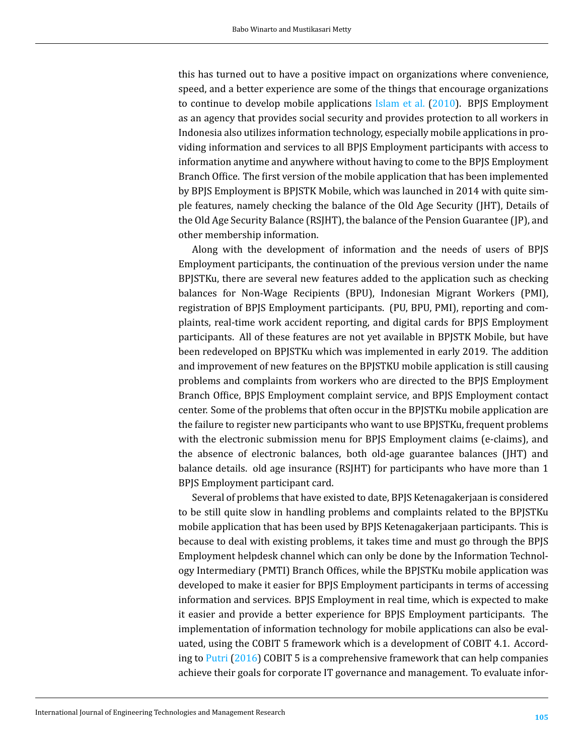this has turned out to have a positive impact on organizations where convenience, speed, and a better experience are some of the things that encourage organizations to continue to develop mobile applications Islam et al. (2010). BPJS Employment as an agency that provides social security and provides protection to all workers in Indonesia also utilizes information technology, especially mobile applications in providing information and services to all BPJS Employment participants with access to information anytime and anywhere without having to come to the BPJS Employment Branch Office. The first version of the mobile application that has been implemented by BPJS Employment is BPJSTK Mobile, which was launched in 2014 with quite simple features, namely checking the balance of the Old Age Security (JHT), Details of the Old Age Security Balance (RSJHT), the balance of the Pension Guarantee (JP), and other membership information.

Along with the development of information and the needs of users of BPJS Employment participants, the continuation of the previous version under the name BPJSTKu, there are several new features added to the application such as checking balances for Non-Wage Recipients (BPU), Indonesian Migrant Workers (PMI), registration of BPJS Employment participants. (PU, BPU, PMI), reporting and complaints, real-time work accident reporting, and digital cards for BPJS Employment participants. All of these features are not yet available in BPJSTK Mobile, but have been redeveloped on BPJSTKu which was implemented in early 2019. The addition and improvement of new features on the BPJSTKU mobile application is still causing problems and complaints from workers who are directed to the BPJS Employment Branch Office, BPJS Employment complaint service, and BPJS Employment contact center. Some of the problems that often occur in the BPJSTKu mobile application are the failure to register new participants who want to use BPJSTKu, frequent problems with the electronic submission menu for BPJS Employment claims (e-claims), and the absence of electronic balances, both old-age guarantee balances (JHT) and balance details. old age insurance (RSJHT) for participants who have more than 1 BPJS Employment participant card.

Several of problems that have existed to date, BPJS Ketenagakerjaan is considered to be still quite slow in handling problems and complaints related to the BPJSTKu mobile application that has been used by BPJS Ketenagakerjaan participants. This is because to deal with existing problems, it takes time and must go through the BPJS Employment helpdesk channel which can only be done by the Information Technology Intermediary (PMTI) Branch Offices, while the BPJSTKu mobile application was developed to make it easier for BPJS Employment participants in terms of accessing information and services. BPJS Employment in real time, which is expected to make it easier and provide a better experience for BPJS Employment participants. The implementation of information technology for mobile applications can also be evaluated, using the COBIT 5 framework which is a development of COBIT 4.1. According to Putri (2016) COBIT 5 is a comprehensive framework that can help companies achieve their goals for corporate IT governance and management. To evaluate infor-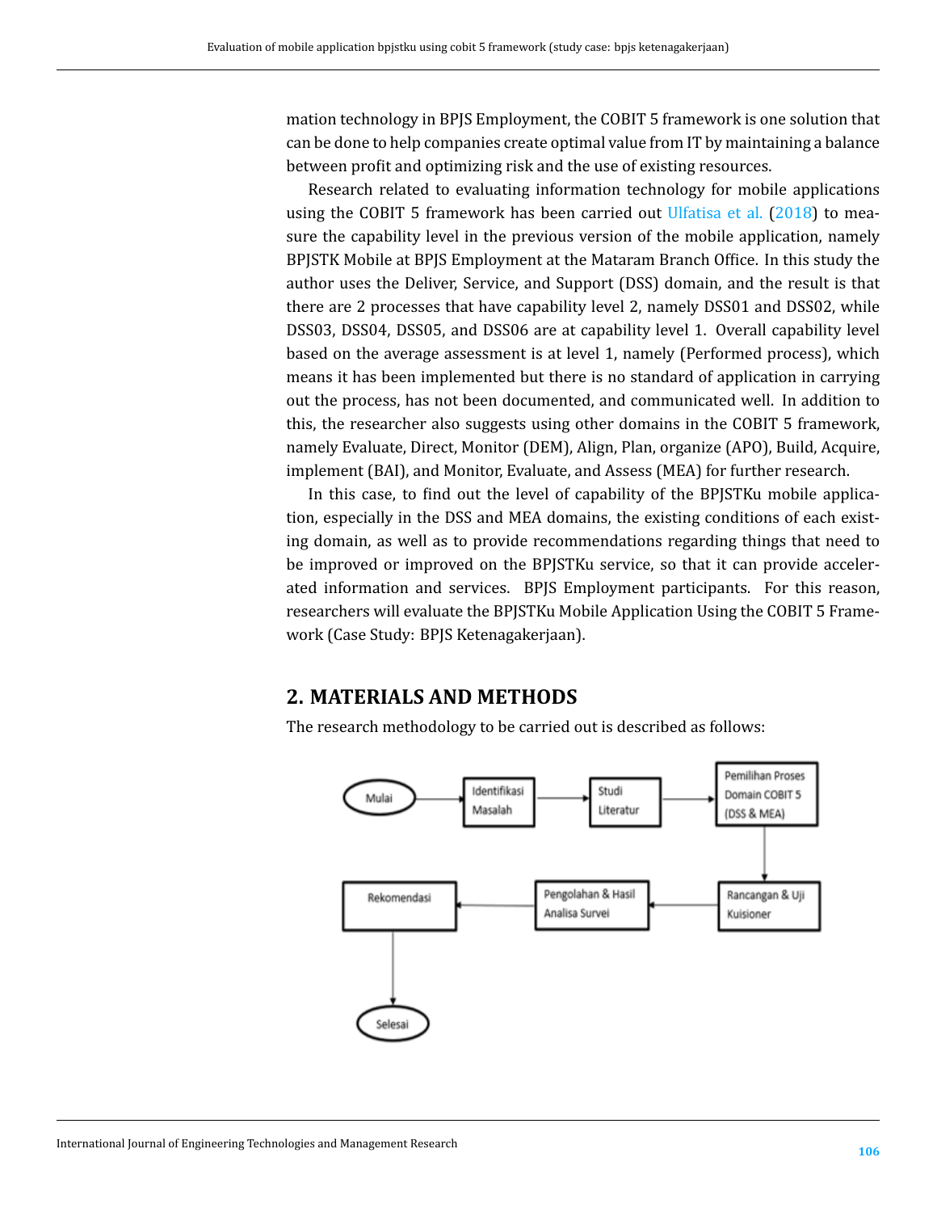mation technology in BPJS Employment, the COBIT 5 framework is one solution that can be done to help companies create optimal value from IT by maintaining a balance between profit and optimizing risk and the use of existing resources.

Research related to evaluating information technology for mobile applications using the COBIT 5 framework has been carried out Ulfatisa et al. (2018) to measure the capability level in the previous version of the mobile application, namely BPJSTK Mobile at BPJS Employment at the Mataram Branch Office. In this study the author uses the Deliver, Service, and Support (DSS) domain, and the result is that there are 2 processes that have capability level 2, namely DSS01 and DSS02, while DSS03, DSS04, DSS05, and DSS06 are at capability level 1. Overall capability level based on the average assessment is at level 1, namely (Performed process), which means it has been implemented but there is no standard of application in carrying out the process, has not been documented, and communicated well. In addition to this, the researcher also suggests using other domains in the COBIT 5 framework, namely Evaluate, Direct, Monitor (DEM), Align, Plan, organize (APO), Build, Acquire, implement (BAI), and Monitor, Evaluate, and Assess (MEA) for further research.

In this case, to find out the level of capability of the BPJSTKu mobile application, especially in the DSS and MEA domains, the existing conditions of each existing domain, as well as to provide recommendations regarding things that need to be improved or improved on the BPJSTKu service, so that it can provide accelerated information and services. BPJS Employment participants. For this reason, researchers will evaluate the BPJSTKu Mobile Application Using the COBIT 5 Framework (Case Study: BPJS Ketenagakerjaan).

## 2. MATERIALS AND METHODS

The research methodology to be carried out is described as follows:

Mulai → Identifikasi Masalah → Studi Literatur → Pemilihan Proses Domain COBIT 5 (DSS & MEA) → Rancangan & Uji Kuisioner → Pengolahan & Hasil Analisa Survei → Rekomendasi → Selesai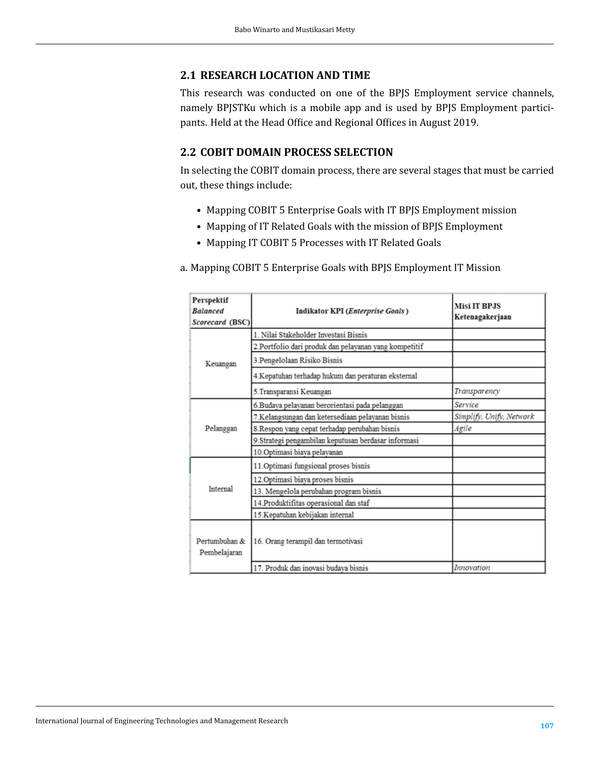## 2.1 RESEARCH LOCATION AND TIME

This research was conducted on one of the BPJS Employment service channels, namely BPJSTKu which is a mobile app and is used by BPJS Employment participants. Held at the Head Office and Regional Offices in August 2019.

## 2.2 COBIT DOMAIN PROCESS SELECTION

In selecting the COBIT domain process, there are several stages that must be carried out, these things include:

- Mapping COBIT 5 Enterprise Goals with IT BPJS Employment mission
- Mapping of IT Related Goals with the mission of BPJS Employment
- Mapping IT COBIT 5 Processes with IT Related Goals

a. Mapping COBIT 5 Enterprise Goals with BPJS Employment IT Mission

| **Perspektif *Balanced Scorecard* (BSC)** | **Indikator KPI (*Enterprise Goals*)** | **Misi IT BPJS Ketenagakerjaan** |
|---|---|---|
| Keuangan | 1. Nilai Stakeholder Investasi Bisnis | |
| | 2.Portfolio dari produk dan pelayanan yang kompetitif | |
| | 3.Pengelolaan Risiko Bisnis | |
| | 4.Kepatuhan terhadap hukum dan peraturan eksternal | |
| | 5.Transparansi Keuangan | *Transparency* |
| Pelanggan | 6.Budaya pelayanan berorientasi pada pelanggan | *Service* |
| | 7.Kelangsungan dan ketersediaan pelayanan bisnis | *Simplify, Unify, Network* |
| | 8.Respon yang cepat terhadap perubahan bisnis | *Agile* |
| | 9.Strategi pengambilan keputusan berdasar informasi | |
| | 10.Optimasi biaya pelayanan | |
| Internal | 11.Optimasi fungsional proses bisnis | |
| | 12.Optimasi biaya proses bisnis | |
| | 13. Mengelola perubahan program bisnis | |
| | 14.Produktifitas operasional dan staf | |
| | 15.Kepatuhan kebijakan internal | |
| Pertumbuhan & Pembelajaran | 16. Orang terampil dan termotivasi | |
| | 17. Produk dan inovasi budaya bisnis | *Innovation* |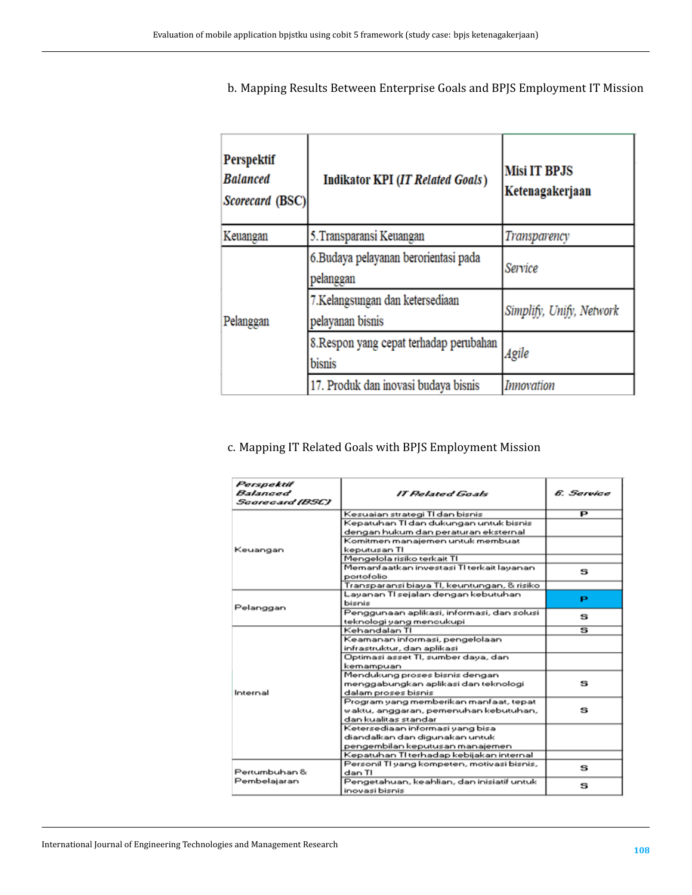b. Mapping Results Between Enterprise Goals and BPJS Employment IT Mission

| Perspektif *Balanced Scorecard* (BSC) | Indikator KPI (*IT Related Goals*) | Misi IT BPJS Ketenagakerjaan |
|---|---|---|
| Keuangan | 5.Transparansi Keuangan | *Transparency* |
| Pelanggan | 6.Budaya pelayanan berorientasi pada pelanggan | *Service* |
| | 7.Kelangsungan dan ketersediaan pelayanan bisnis | *Simplify, Unify, Network* |
| | 8.Respon yang cepat terhadap perubahan bisnis | *Agile* |
| | 17. Produk dan inovasi budaya bisnis | *Innovation* |

c. Mapping IT Related Goals with BPJS Employment Mission

| *Perspektif Balanced Scorecard (BSC)* | *IT Related Goals* | *6. Service* |
|---|---|---|
| Keuangan | Kesuaian strategi TI dan bisnis | P |
| | Kepatuhan TI dan dukungan untuk bisnis dengan hukum dan peraturan eksternal | |
| | Komitmen manajemen untuk membuat keputusan TI | |
| | Mengelola risiko terkait TI | |
| | Memanfaatkan investasi TI terkait layanan portofolio | S |
| | Transparansi biaya TI, keuntungan, & risiko | |
| Pelanggan | Layanan TI sejalan dengan kebutuhan bisnis | P |
| | Penggunaan aplikasi, informasi, dan solusi teknologi yang mencukupi | S |
| Internal | Kehandalan TI | S |
| | Keamanan informasi, pengelolaan infrastruktur, dan aplikasi | |
| | Optimasi asset TI, sumber daya, dan kemampuan | |
| | Mendukung proses bisnis dengan menggabungkan aplikasi dan teknologi dalam proses bisnis | S |
| | Program yang memberikan manfaat, tepat waktu, anggaran, pemenuhan kebutuhan, dan kualitas standar | S |
| | Ketersediaan informasi yang bisa diandalkan dan digunakan untuk pengembilan keputusan manajemen | |
| | Kepatuhan TI terhadap kebijakan internal | |
| Pertumbuhan & Pembelajaran | Personil TI yang kompeten, motivasi bisnis, dan TI | S |
| | Pengetahuan, keahlian, dan inisiatif untuk inovasi bisnis | S |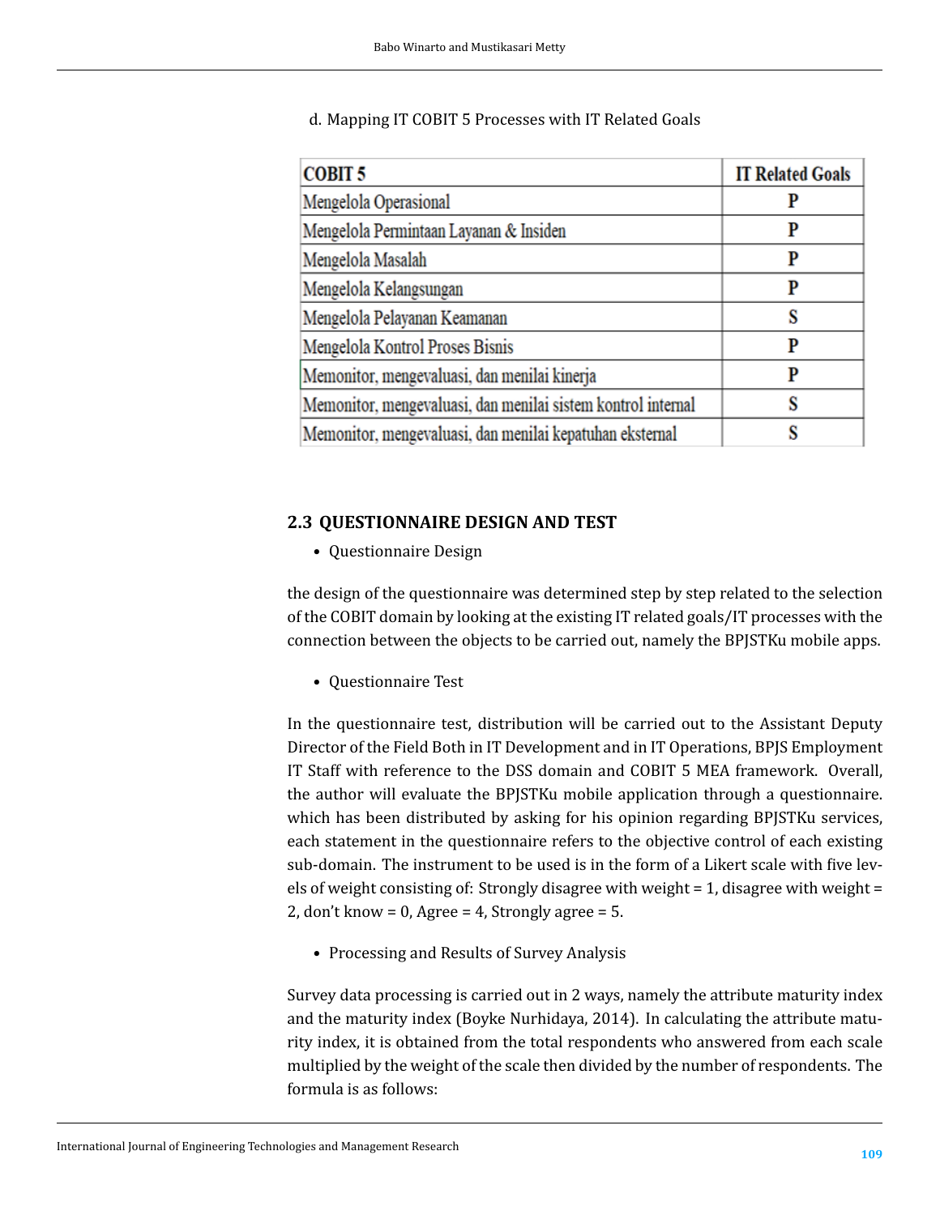d. Mapping IT COBIT 5 Processes with IT Related Goals

| COBIT 5 | IT Related Goals |
|---|---|
| Mengelola Operasional | P |
| Mengelola Permintaan Layanan & Insiden | P |
| Mengelola Masalah | P |
| Mengelola Kelangsungan | P |
| Mengelola Pelayanan Keamanan | S |
| Mengelola Kontrol Proses Bisnis | P |
| Memonitor, mengevaluasi, dan menilai kinerja | P |
| Memonitor, mengevaluasi, dan menilai sistem kontrol internal | S |
| Memonitor, mengevaluasi, dan menilai kepatuhan eksternal | S |

## 2.3 QUESTIONNAIRE DESIGN AND TEST

- Questionnaire Design

the design of the questionnaire was determined step by step related to the selection of the COBIT domain by looking at the existing IT related goals/IT processes with the connection between the objects to be carried out, namely the BPJSTKu mobile apps.

- Questionnaire Test

In the questionnaire test, distribution will be carried out to the Assistant Deputy Director of the Field Both in IT Development and in IT Operations, BPJS Employment IT Staff with reference to the DSS domain and COBIT 5 MEA framework. Overall, the author will evaluate the BPJSTKu mobile application through a questionnaire. which has been distributed by asking for his opinion regarding BPJSTKu services, each statement in the questionnaire refers to the objective control of each existing sub-domain. The instrument to be used is in the form of a Likert scale with five levels of weight consisting of: Strongly disagree with weight = 1, disagree with weight = 2, don't know = 0, Agree = 4, Strongly agree = 5.

- Processing and Results of Survey Analysis

Survey data processing is carried out in 2 ways, namely the attribute maturity index and the maturity index (Boyke Nurhidaya, 2014). In calculating the attribute maturity index, it is obtained from the total respondents who answered from each scale multiplied by the weight of the scale then divided by the number of respondents. The formula is as follows: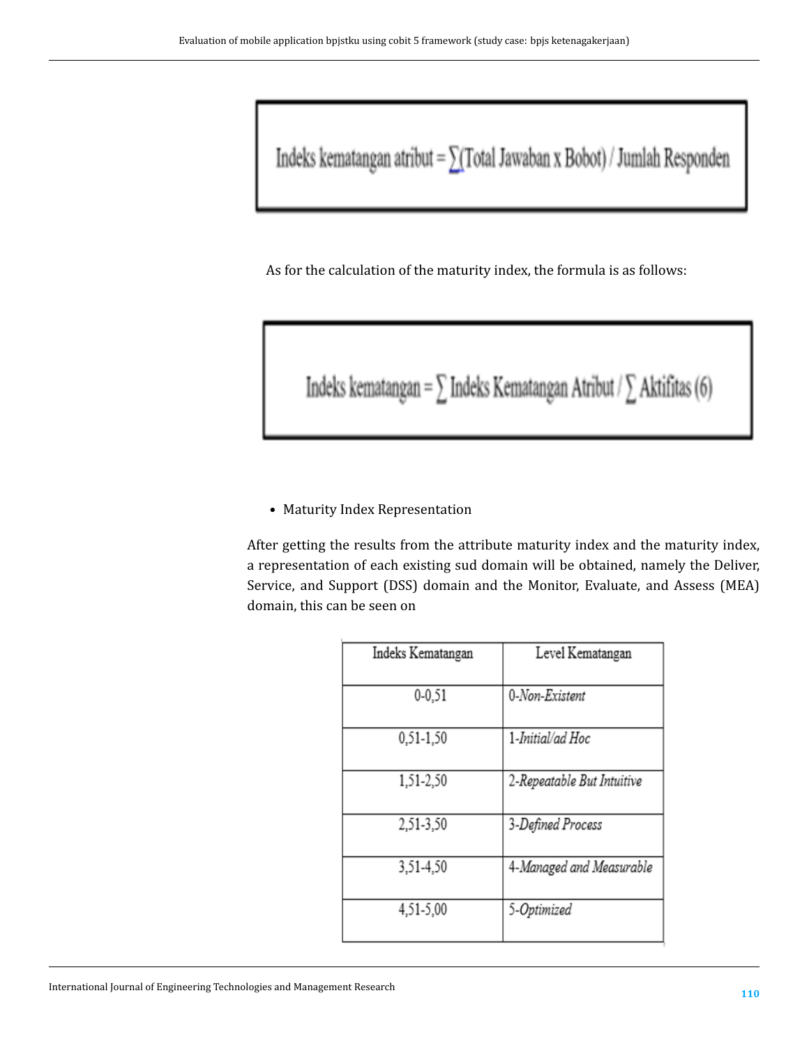$$\text{Indeks kematangan atribut} = \sum(\text{Total Jawaban x Bobot}) / \text{Jumlah Responden}$$

As for the calculation of the maturity index, the formula is as follows:

$$\text{Indeks kematangan} = \sum \text{Indeks Kematangan Atribut} / \sum \text{Aktifitas (6)}$$

- Maturity Index Representation

After getting the results from the attribute maturity index and the maturity index, a representation of each existing sud domain will be obtained, namely the Deliver, Service, and Support (DSS) domain and the Monitor, Evaluate, and Assess (MEA) domain, this can be seen on

| Indeks Kematangan | Level Kematangan |
|---|---|
| 0-0,51 | 0-*Non-Existent* |
| 0,51-1,50 | 1-*Initial/ad Hoc* |
| 1,51-2,50 | 2-*Repeatable But Intuitive* |
| 2,51-3,50 | 3-*Defined Process* |
| 3,51-4,50 | 4-*Managed and Measurable* |
| 4,51-5,00 | 5-*Optimized* |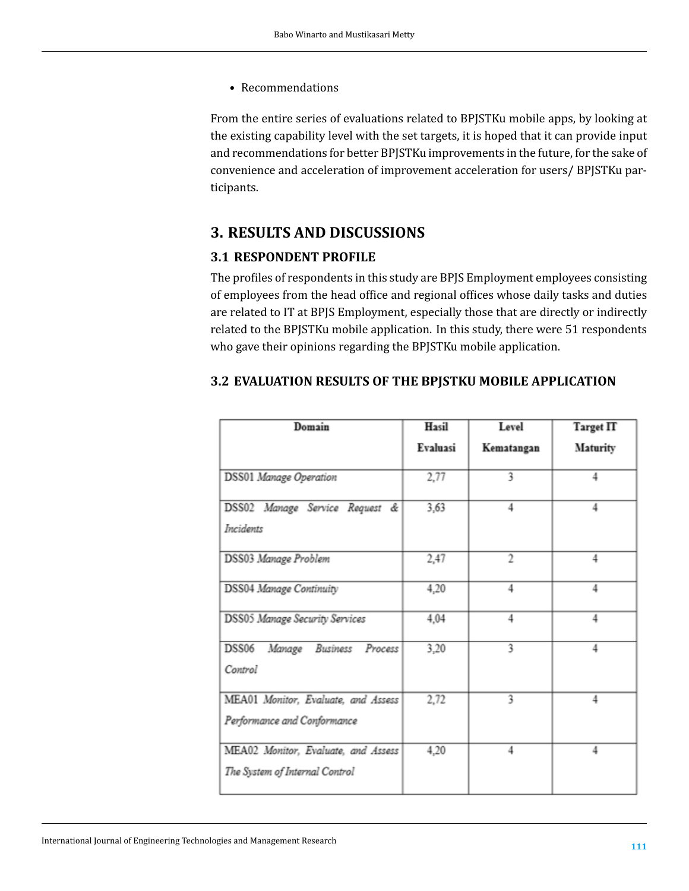- Recommendations

From the entire series of evaluations related to BPJSTKu mobile apps, by looking at the existing capability level with the set targets, it is hoped that it can provide input and recommendations for better BPJSTKu improvements in the future, for the sake of convenience and acceleration of improvement acceleration for users/ BPJSTKu participants.

## 3. RESULTS AND DISCUSSIONS

### 3.1 RESPONDENT PROFILE

The profiles of respondents in this study are BPJS Employment employees consisting of employees from the head office and regional offices whose daily tasks and duties are related to IT at BPJS Employment, especially those that are directly or indirectly related to the BPJSTKu mobile application. In this study, there were 51 respondents who gave their opinions regarding the BPJSTKu mobile application.

### 3.2 EVALUATION RESULTS OF THE BPJSTKU MOBILE APPLICATION

| Domain | Hasil Evaluasi | Level Kematangan | Target IT Maturity |
|---|---|---|---|
| DSS01 *Manage Operation* | 2,77 | 3 | 4 |
| DSS02 *Manage Service Request & Incidents* | 3,63 | 4 | 4 |
| DSS03 *Manage Problem* | 2,47 | 2 | 4 |
| DSS04 *Manage Continuity* | 4,20 | 4 | 4 |
| DSS05 *Manage Security Services* | 4,04 | 4 | 4 |
| DSS06 *Manage Business Process Control* | 3,20 | 3 | 4 |
| MEA01 *Monitor, Evaluate, and Assess Performance and Conformance* | 2,72 | 3 | 4 |
| MEA02 *Monitor, Evaluate, and Assess The System of Internal Control* | 4,20 | 4 | 4 |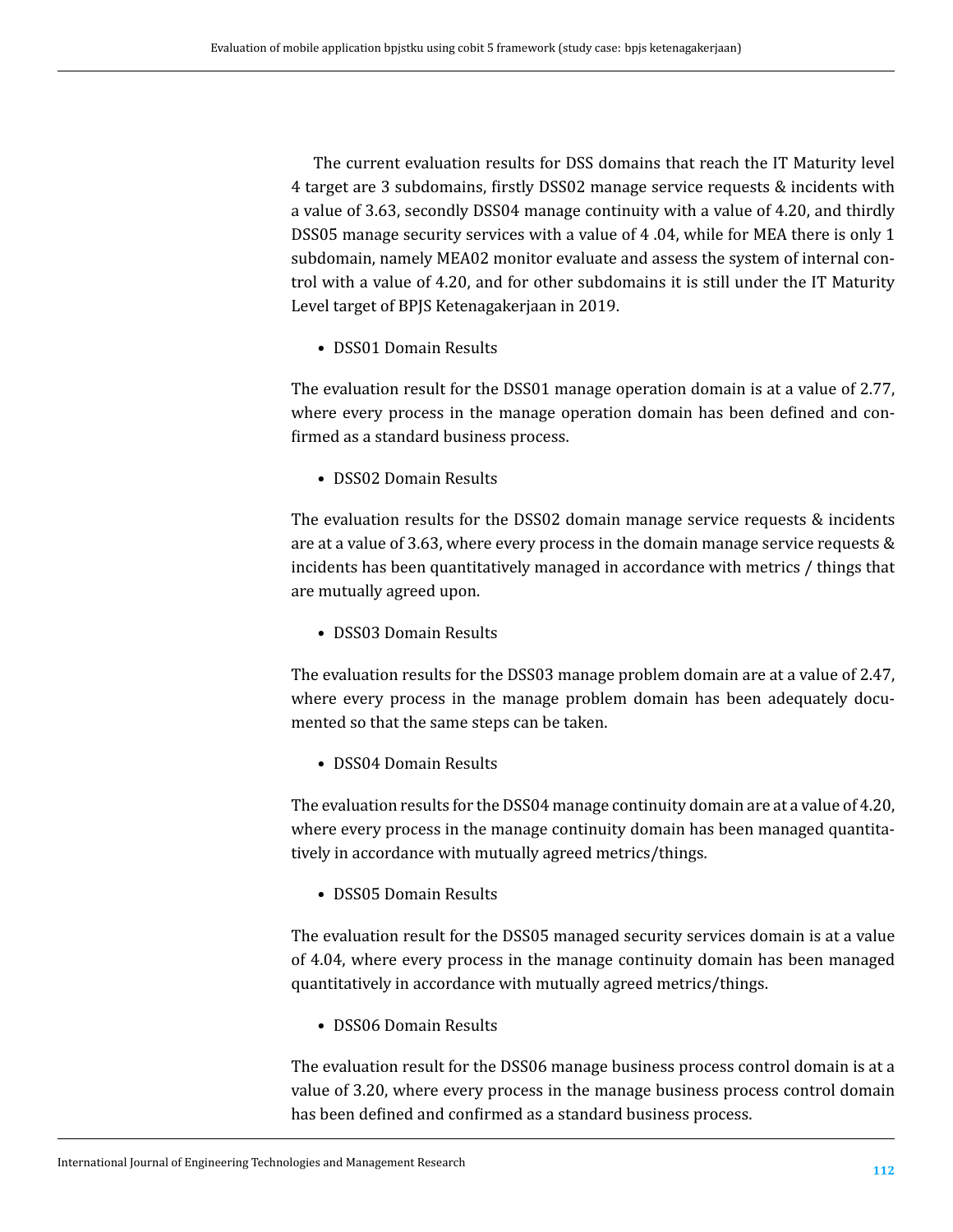The current evaluation results for DSS domains that reach the IT Maturity level 4 target are 3 subdomains, firstly DSS02 manage service requests & incidents with a value of 3.63, secondly DSS04 manage continuity with a value of 4.20, and thirdly DSS05 manage security services with a value of 4 .04, while for MEA there is only 1 subdomain, namely MEA02 monitor evaluate and assess the system of internal control with a value of 4.20, and for other subdomains it is still under the IT Maturity Level target of BPJS Ketenagakerjaan in 2019.

- DSS01 Domain Results

The evaluation result for the DSS01 manage operation domain is at a value of 2.77, where every process in the manage operation domain has been defined and confirmed as a standard business process.

- DSS02 Domain Results

The evaluation results for the DSS02 domain manage service requests & incidents are at a value of 3.63, where every process in the domain manage service requests & incidents has been quantitatively managed in accordance with metrics / things that are mutually agreed upon.

- DSS03 Domain Results

The evaluation results for the DSS03 manage problem domain are at a value of 2.47, where every process in the manage problem domain has been adequately documented so that the same steps can be taken.

- DSS04 Domain Results

The evaluation results for the DSS04 manage continuity domain are at a value of 4.20, where every process in the manage continuity domain has been managed quantitatively in accordance with mutually agreed metrics/things.

- DSS05 Domain Results

The evaluation result for the DSS05 managed security services domain is at a value of 4.04, where every process in the manage continuity domain has been managed quantitatively in accordance with mutually agreed metrics/things.

- DSS06 Domain Results

The evaluation result for the DSS06 manage business process control domain is at a value of 3.20, where every process in the manage business process control domain has been defined and confirmed as a standard business process.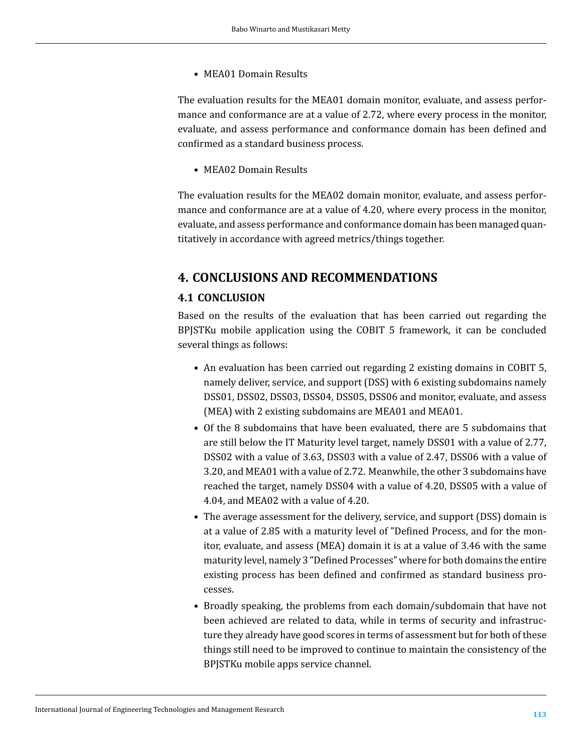- MEA01 Domain Results

The evaluation results for the MEA01 domain monitor, evaluate, and assess performance and conformance are at a value of 2.72, where every process in the monitor, evaluate, and assess performance and conformance domain has been defined and confirmed as a standard business process.

- MEA02 Domain Results

The evaluation results for the MEA02 domain monitor, evaluate, and assess performance and conformance are at a value of 4.20, where every process in the monitor, evaluate, and assess performance and conformance domain has been managed quantitatively in accordance with agreed metrics/things together.

## 4. CONCLUSIONS AND RECOMMENDATIONS

### 4.1 CONCLUSION

Based on the results of the evaluation that has been carried out regarding the BPJSTKu mobile application using the COBIT 5 framework, it can be concluded several things as follows:

- An evaluation has been carried out regarding 2 existing domains in COBIT 5, namely deliver, service, and support (DSS) with 6 existing subdomains namely DSS01, DSS02, DSS03, DSS04, DSS05, DSS06 and monitor, evaluate, and assess (MEA) with 2 existing subdomains are MEA01 and MEA01.
- Of the 8 subdomains that have been evaluated, there are 5 subdomains that are still below the IT Maturity level target, namely DSS01 with a value of 2.77, DSS02 with a value of 3.63, DSS03 with a value of 2.47, DSS06 with a value of 3.20, and MEA01 with a value of 2.72. Meanwhile, the other 3 subdomains have reached the target, namely DSS04 with a value of 4.20, DSS05 with a value of 4.04, and MEA02 with a value of 4.20.
- The average assessment for the delivery, service, and support (DSS) domain is at a value of 2.85 with a maturity level of "Defined Process, and for the monitor, evaluate, and assess (MEA) domain it is at a value of 3.46 with the same maturity level, namely 3 "Defined Processes" where for both domains the entire existing process has been defined and confirmed as standard business processes.
- Broadly speaking, the problems from each domain/subdomain that have not been achieved are related to data, while in terms of security and infrastructure they already have good scores in terms of assessment but for both of these things still need to be improved to continue to maintain the consistency of the BPJSTKu mobile apps service channel.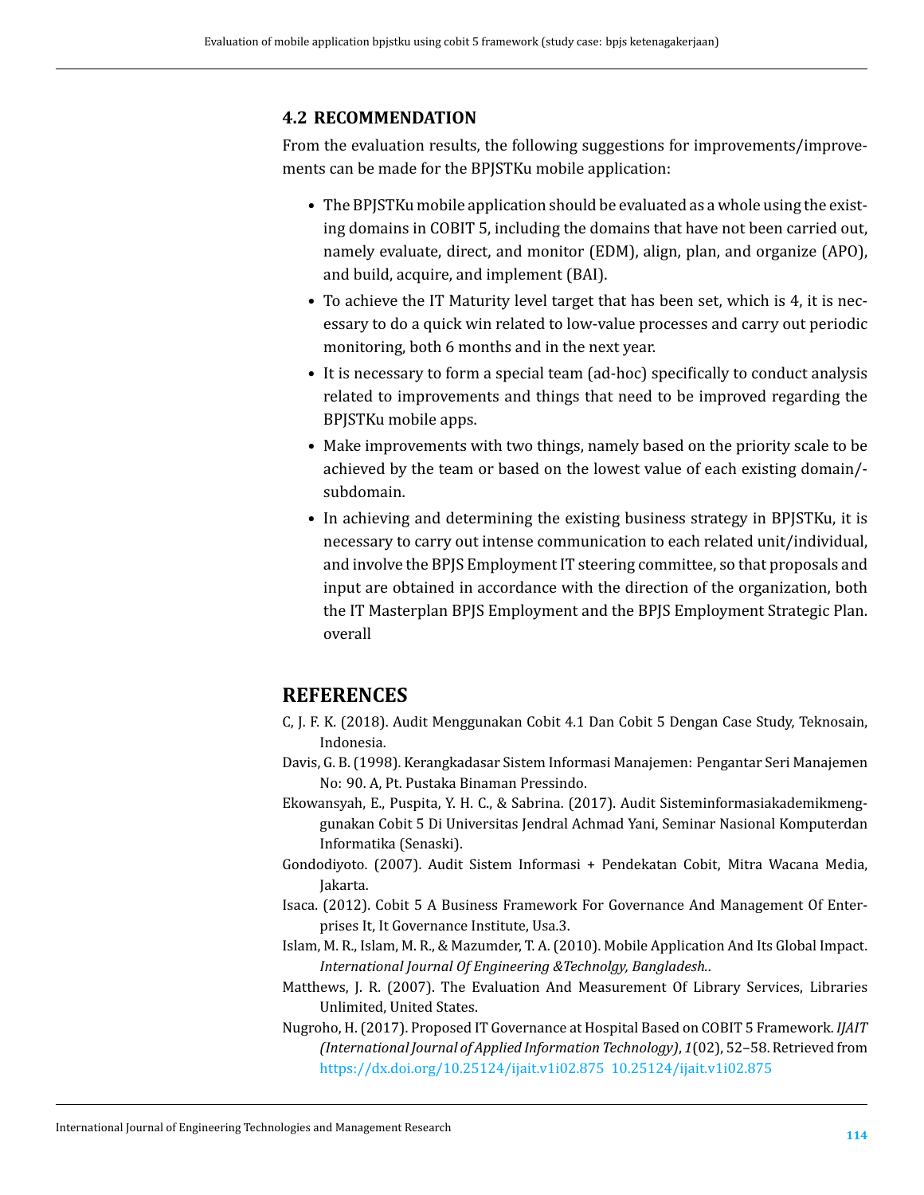### 4.2 RECOMMENDATION

From the evaluation results, the following suggestions for improvements/improvements can be made for the BPJSTKu mobile application:

- The BPJSTKu mobile application should be evaluated as a whole using the existing domains in COBIT 5, including the domains that have not been carried out, namely evaluate, direct, and monitor (EDM), align, plan, and organize (APO), and build, acquire, and implement (BAI).
- To achieve the IT Maturity level target that has been set, which is 4, it is necessary to do a quick win related to low-value processes and carry out periodic monitoring, both 6 months and in the next year.
- It is necessary to form a special team (ad-hoc) specifically to conduct analysis related to improvements and things that need to be improved regarding the BPJSTKu mobile apps.
- Make improvements with two things, namely based on the priority scale to be achieved by the team or based on the lowest value of each existing domain/-subdomain.
- In achieving and determining the existing business strategy in BPJSTKu, it is necessary to carry out intense communication to each related unit/individual, and involve the BPJS Employment IT steering committee, so that proposals and input are obtained in accordance with the direction of the organization, both the IT Masterplan BPJS Employment and the BPJS Employment Strategic Plan. overall

## REFERENCES

C, J. F. K. (2018). Audit Menggunakan Cobit 4.1 Dan Cobit 5 Dengan Case Study, Teknosain, Indonesia.

Davis, G. B. (1998). Kerangkadasar Sistem Informasi Manajemen: Pengantar Seri Manajemen No: 90. A, Pt. Pustaka Binaman Pressindo.

Ekowansyah, E., Puspita, Y. H. C., & Sabrina. (2017). Audit Sisteminformasiakademikmenggunakan Cobit 5 Di Universitas Jendral Achmad Yani, Seminar Nasional Komputerdan Informatika (Senaski).

Gondodiyoto. (2007). Audit Sistem Informasi + Pendekatan Cobit, Mitra Wacana Media, Jakarta.

Isaca. (2012). Cobit 5 A Business Framework For Governance And Management Of Enterprises It, It Governance Institute, Usa.3.

Islam, M. R., Islam, M. R., & Mazumder, T. A. (2010). Mobile Application And Its Global Impact. *International Journal Of Engineering &Technolgy, Bangladesh.*.

Matthews, J. R. (2007). The Evaluation And Measurement Of Library Services, Libraries Unlimited, United States.

Nugroho, H. (2017). Proposed IT Governance at Hospital Based on COBIT 5 Framework. *IJAIT (International Journal of Applied Information Technology)*, *1*(02), 52–58. Retrieved from https://dx.doi.org/10.25124/ijait.v1i02.875 10.25124/ijait.v1i02.875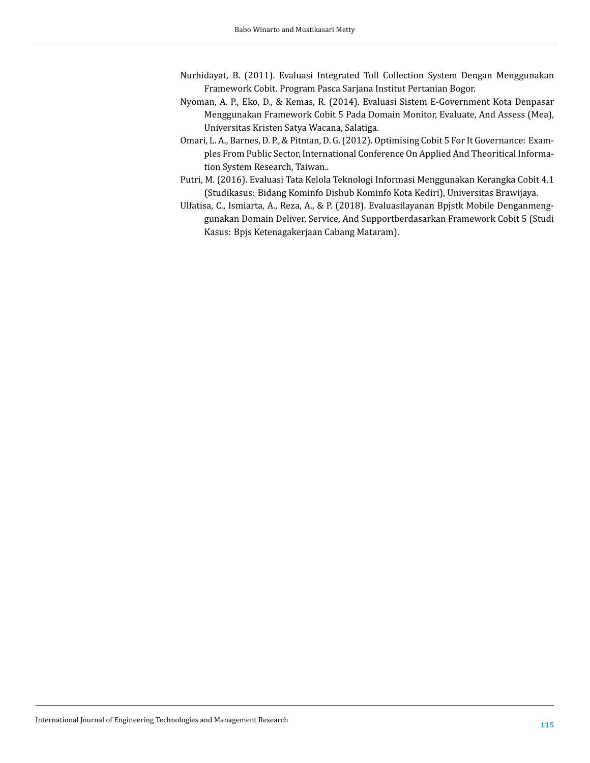Nurhidayat, B. (2011). Evaluasi Integrated Toll Collection System Dengan Menggunakan Framework Cobit. Program Pasca Sarjana Institut Pertanian Bogor.

Nyoman, A. P., Eko, D., & Kemas, R. (2014). Evaluasi Sistem E-Government Kota Denpasar Menggunakan Framework Cobit 5 Pada Domain Monitor, Evaluate, And Assess (Mea), Universitas Kristen Satya Wacana, Salatiga.

Omari, L. A., Barnes, D. P., & Pitman, D. G. (2012). Optimising Cobit 5 For It Governance: Examples From Public Sector, International Conference On Applied And Theoritical Information System Research, Taiwan..

Putri, M. (2016). Evaluasi Tata Kelola Teknologi Informasi Menggunakan Kerangka Cobit 4.1 (Studikasus: Bidang Kominfo Dishub Kominfo Kota Kediri), Universitas Brawijaya.

Ulfatisa, C., Ismiarta, A., Reza, A., & P. (2018). Evaluasilayanan Bpjstk Mobile Denganmenggunakan Domain Deliver, Service, And Supportberdasarkan Framework Cobit 5 (Studi Kasus: Bpjs Ketenagakerjaan Cabang Mataram).